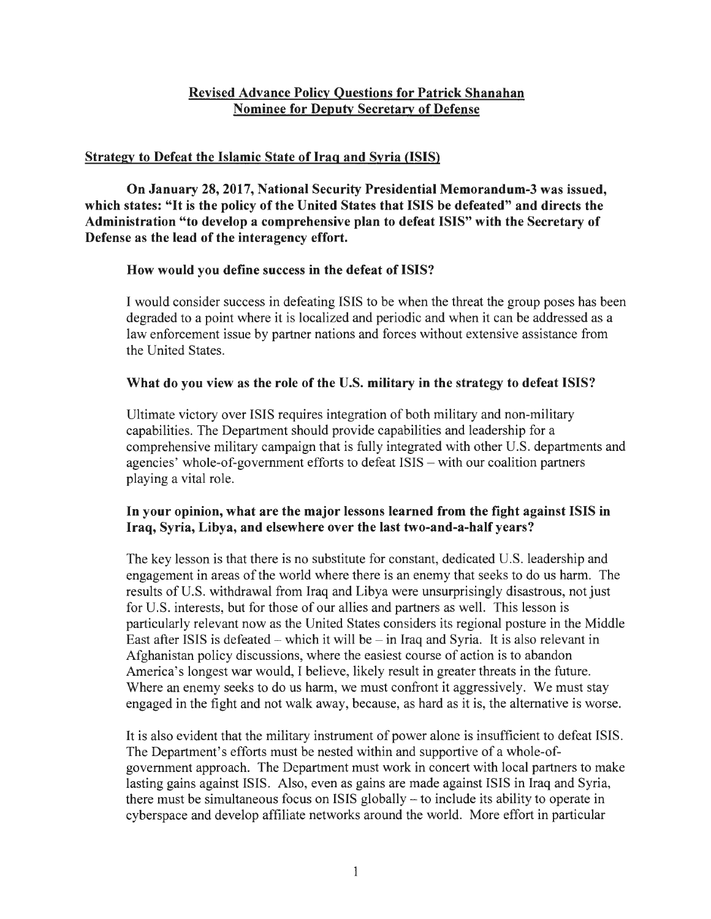# Revised Advance Policy Questions for Patrick Shanahan
## Nominee for Deputy Secretary of Defense

### Strategy to Defeat the Islamic State of Iraq and Syria (ISIS)

**On January 28, 2017, National Security Presidential Memorandum-3 was issued, which states: "It is the policy of the United States that ISIS be defeated" and directs the Administration "to develop a comprehensive plan to defeat ISIS" with the Secretary of Defense as the lead of the interagency effort.**

**How would you define success in the defeat of ISIS?**

I would consider success in defeating ISIS to be when the threat the group poses has been degraded to a point where it is localized and periodic and when it can be addressed as a law enforcement issue by partner nations and forces without extensive assistance from the United States.

**What do you view as the role of the U.S. military in the strategy to defeat ISIS?**

Ultimate victory over ISIS requires integration of both military and non-military capabilities. The Department should provide capabilities and leadership for a comprehensive military campaign that is fully integrated with other U.S. departments and agencies' whole-of-government efforts to defeat ISIS – with our coalition partners playing a vital role.

**In your opinion, what are the major lessons learned from the fight against ISIS in Iraq, Syria, Libya, and elsewhere over the last two-and-a-half years?**

The key lesson is that there is no substitute for constant, dedicated U.S. leadership and engagement in areas of the world where there is an enemy that seeks to do us harm. The results of U.S. withdrawal from Iraq and Libya were unsurprisingly disastrous, not just for U.S. interests, but for those of our allies and partners as well. This lesson is particularly relevant now as the United States considers its regional posture in the Middle East after ISIS is defeated – which it will be – in Iraq and Syria. It is also relevant in Afghanistan policy discussions, where the easiest course of action is to abandon America's longest war would, I believe, likely result in greater threats in the future. Where an enemy seeks to do us harm, we must confront it aggressively. We must stay engaged in the fight and not walk away, because, as hard as it is, the alternative is worse.

It is also evident that the military instrument of power alone is insufficient to defeat ISIS. The Department's efforts must be nested within and supportive of a whole-of-government approach. The Department must work in concert with local partners to make lasting gains against ISIS. Also, even as gains are made against ISIS in Iraq and Syria, there must be simultaneous focus on ISIS globally – to include its ability to operate in cyberspace and develop affiliate networks around the world. More effort in particular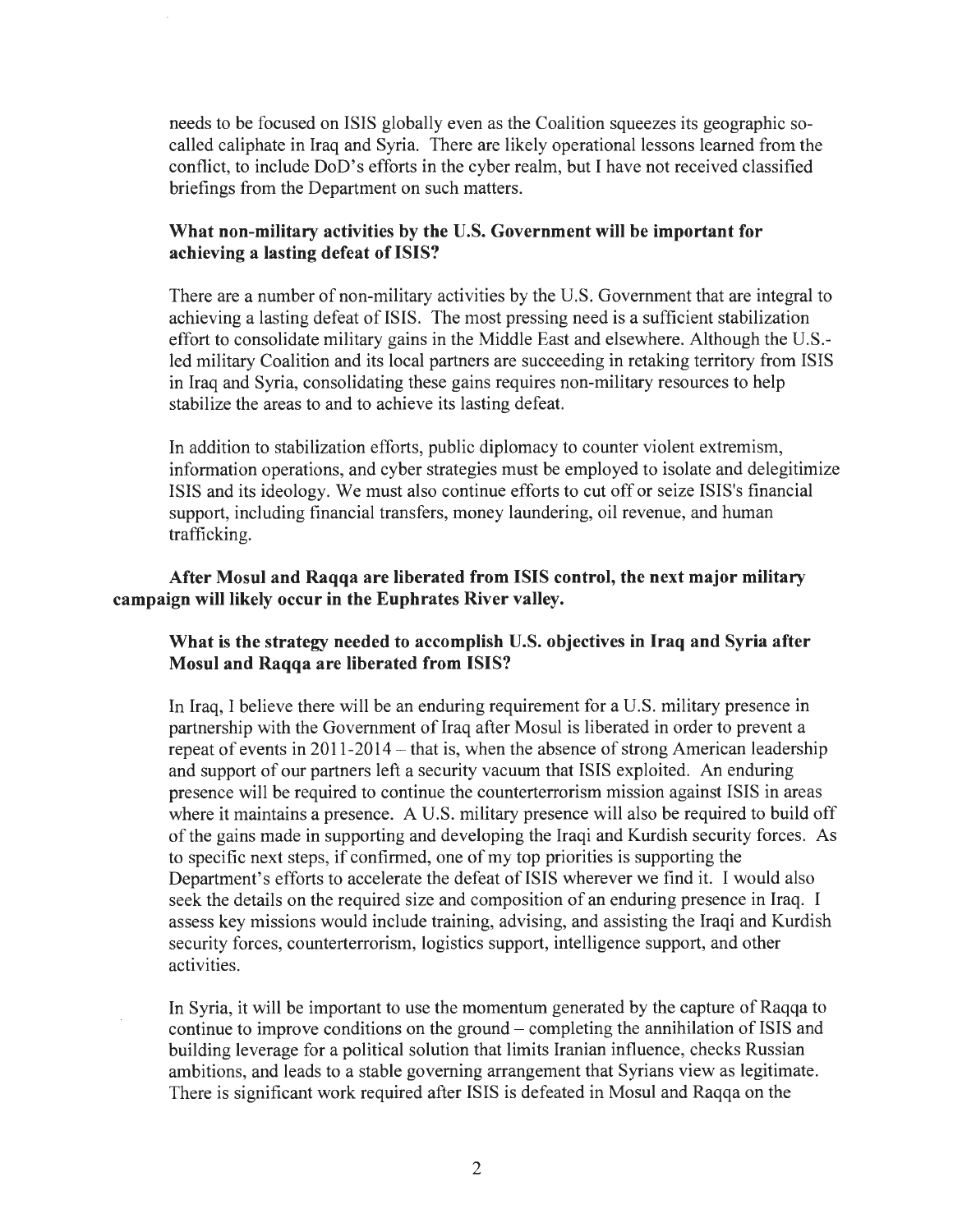needs to be focused on ISIS globally even as the Coalition squeezes its geographic so-called caliphate in Iraq and Syria. There are likely operational lessons learned from the conflict, to include DoD's efforts in the cyber realm, but I have not received classified briefings from the Department on such matters.

**What non-military activities by the U.S. Government will be important for achieving a lasting defeat of ISIS?**

There are a number of non-military activities by the U.S. Government that are integral to achieving a lasting defeat of ISIS. The most pressing need is a sufficient stabilization effort to consolidate military gains in the Middle East and elsewhere. Although the U.S.-led military Coalition and its local partners are succeeding in retaking territory from ISIS in Iraq and Syria, consolidating these gains requires non-military resources to help stabilize the areas to and to achieve its lasting defeat.

In addition to stabilization efforts, public diplomacy to counter violent extremism, information operations, and cyber strategies must be employed to isolate and delegitimize ISIS and its ideology. We must also continue efforts to cut off or seize ISIS's financial support, including financial transfers, money laundering, oil revenue, and human trafficking.

**After Mosul and Raqqa are liberated from ISIS control, the next major military campaign will likely occur in the Euphrates River valley.**

**What is the strategy needed to accomplish U.S. objectives in Iraq and Syria after Mosul and Raqqa are liberated from ISIS?**

In Iraq, I believe there will be an enduring requirement for a U.S. military presence in partnership with the Government of Iraq after Mosul is liberated in order to prevent a repeat of events in 2011-2014 – that is, when the absence of strong American leadership and support of our partners left a security vacuum that ISIS exploited. An enduring presence will be required to continue the counterterrorism mission against ISIS in areas where it maintains a presence. A U.S. military presence will also be required to build off of the gains made in supporting and developing the Iraqi and Kurdish security forces. As to specific next steps, if confirmed, one of my top priorities is supporting the Department's efforts to accelerate the defeat of ISIS wherever we find it. I would also seek the details on the required size and composition of an enduring presence in Iraq. I assess key missions would include training, advising, and assisting the Iraqi and Kurdish security forces, counterterrorism, logistics support, intelligence support, and other activities.

In Syria, it will be important to use the momentum generated by the capture of Raqqa to continue to improve conditions on the ground – completing the annihilation of ISIS and building leverage for a political solution that limits Iranian influence, checks Russian ambitions, and leads to a stable governing arrangement that Syrians view as legitimate. There is significant work required after ISIS is defeated in Mosul and Raqqa on the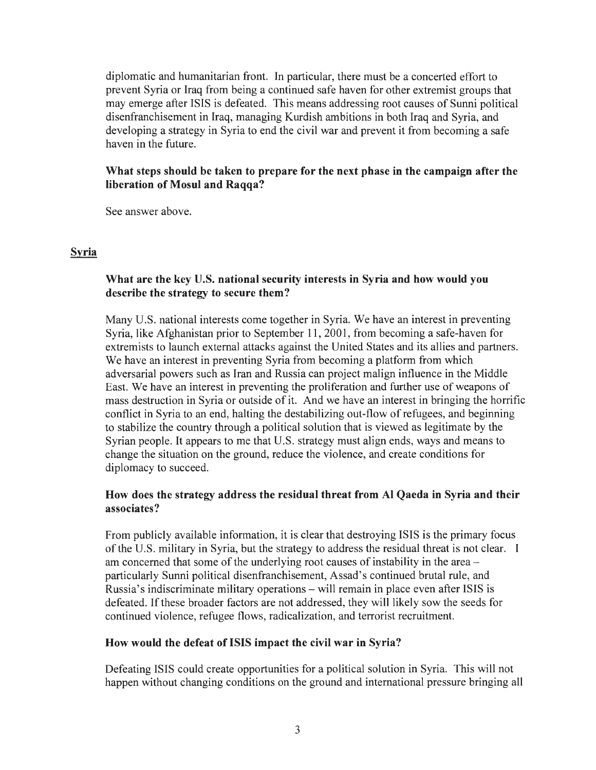diplomatic and humanitarian front. In particular, there must be a concerted effort to prevent Syria or Iraq from being a continued safe haven for other extremist groups that may emerge after ISIS is defeated. This means addressing root causes of Sunni political disenfranchisement in Iraq, managing Kurdish ambitions in both Iraq and Syria, and developing a strategy in Syria to end the civil war and prevent it from becoming a safe haven in the future.

**What steps should be taken to prepare for the next phase in the campaign after the liberation of Mosul and Raqqa?**

See answer above.

## Syria

**What are the key U.S. national security interests in Syria and how would you describe the strategy to secure them?**

Many U.S. national interests come together in Syria. We have an interest in preventing Syria, like Afghanistan prior to September 11, 2001, from becoming a safe-haven for extremists to launch external attacks against the United States and its allies and partners. We have an interest in preventing Syria from becoming a platform from which adversarial powers such as Iran and Russia can project malign influence in the Middle East. We have an interest in preventing the proliferation and further use of weapons of mass destruction in Syria or outside of it. And we have an interest in bringing the horrific conflict in Syria to an end, halting the destabilizing out-flow of refugees, and beginning to stabilize the country through a political solution that is viewed as legitimate by the Syrian people. It appears to me that U.S. strategy must align ends, ways and means to change the situation on the ground, reduce the violence, and create conditions for diplomacy to succeed.

**How does the strategy address the residual threat from Al Qaeda in Syria and their associates?**

From publicly available information, it is clear that destroying ISIS is the primary focus of the U.S. military in Syria, but the strategy to address the residual threat is not clear. I am concerned that some of the underlying root causes of instability in the area – particularly Sunni political disenfranchisement, Assad's continued brutal rule, and Russia's indiscriminate military operations – will remain in place even after ISIS is defeated. If these broader factors are not addressed, they will likely sow the seeds for continued violence, refugee flows, radicalization, and terrorist recruitment.

**How would the defeat of ISIS impact the civil war in Syria?**

Defeating ISIS could create opportunities for a political solution in Syria. This will not happen without changing conditions on the ground and international pressure bringing all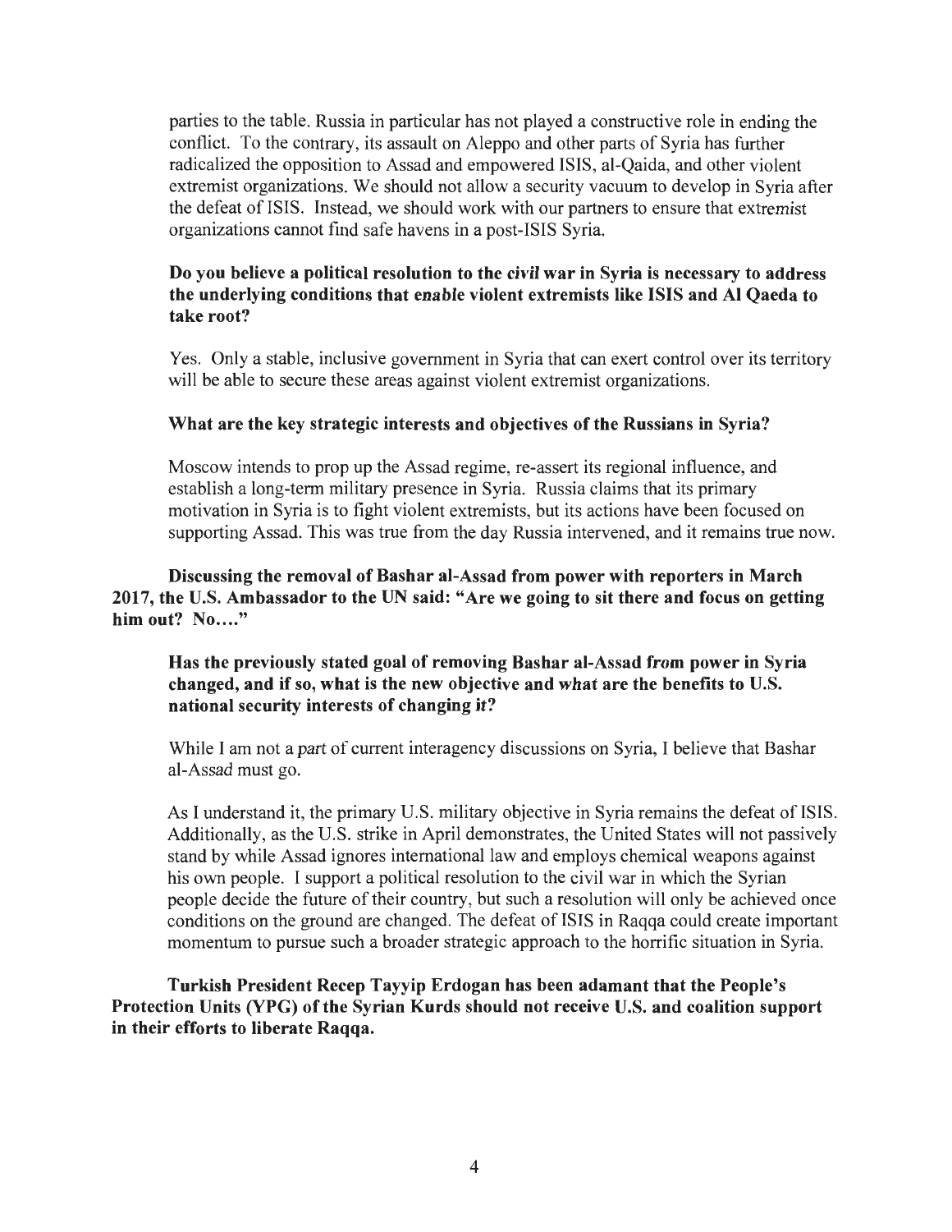parties to the table. Russia in particular has not played a constructive role in ending the conflict. To the contrary, its assault on Aleppo and other parts of Syria has further radicalized the opposition to Assad and empowered ISIS, al-Qaida, and other violent extremist organizations. We should not allow a security vacuum to develop in Syria after the defeat of ISIS. Instead, we should work with our partners to ensure that extremist organizations cannot find safe havens in a post-ISIS Syria.

**Do you believe a political resolution to the civil war in Syria is necessary to address the underlying conditions that enable violent extremists like ISIS and Al Qaeda to take root?**

Yes. Only a stable, inclusive government in Syria that can exert control over its territory will be able to secure these areas against violent extremist organizations.

**What are the key strategic interests and objectives of the Russians in Syria?**

Moscow intends to prop up the Assad regime, re-assert its regional influence, and establish a long-term military presence in Syria. Russia claims that its primary motivation in Syria is to fight violent extremists, but its actions have been focused on supporting Assad. This was true from the day Russia intervened, and it remains true now.

**Discussing the removal of Bashar al-Assad from power with reporters in March 2017, the U.S. Ambassador to the UN said: "Are we going to sit there and focus on getting him out? No…."**

**Has the previously stated goal of removing Bashar al-Assad from power in Syria changed, and if so, what is the new objective and what are the benefits to U.S. national security interests of changing it?**

While I am not a part of current interagency discussions on Syria, I believe that Bashar al-Assad must go.

As I understand it, the primary U.S. military objective in Syria remains the defeat of ISIS. Additionally, as the U.S. strike in April demonstrates, the United States will not passively stand by while Assad ignores international law and employs chemical weapons against his own people. I support a political resolution to the civil war in which the Syrian people decide the future of their country, but such a resolution will only be achieved once conditions on the ground are changed. The defeat of ISIS in Raqqa could create important momentum to pursue such a broader strategic approach to the horrific situation in Syria.

**Turkish President Recep Tayyip Erdogan has been adamant that the People's Protection Units (YPG) of the Syrian Kurds should not receive U.S. and coalition support in their efforts to liberate Raqqa.**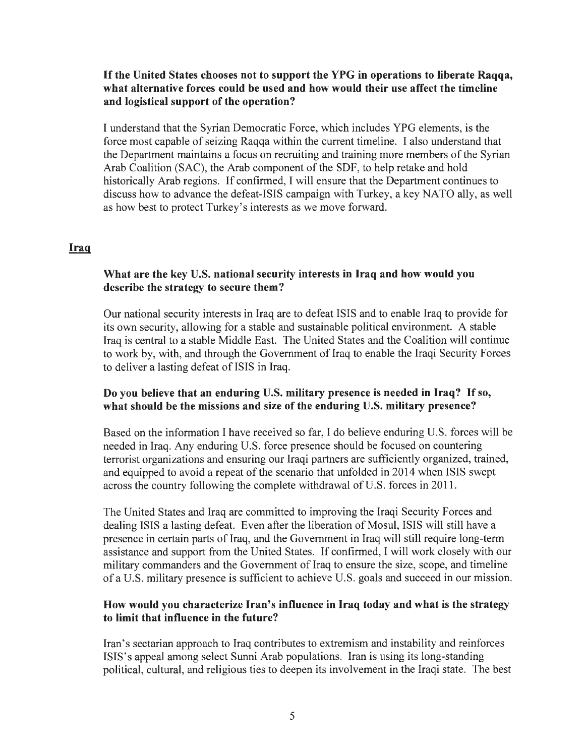**If the United States chooses not to support the YPG in operations to liberate Raqqa, what alternative forces could be used and how would their use affect the timeline and logistical support of the operation?**

I understand that the Syrian Democratic Force, which includes YPG elements, is the force most capable of seizing Raqqa within the current timeline. I also understand that the Department maintains a focus on recruiting and training more members of the Syrian Arab Coalition (SAC), the Arab component of the SDF, to help retake and hold historically Arab regions. If confirmed, I will ensure that the Department continues to discuss how to advance the defeat-ISIS campaign with Turkey, a key NATO ally, as well as how best to protect Turkey's interests as we move forward.

## Iraq

**What are the key U.S. national security interests in Iraq and how would you describe the strategy to secure them?**

Our national security interests in Iraq are to defeat ISIS and to enable Iraq to provide for its own security, allowing for a stable and sustainable political environment. A stable Iraq is central to a stable Middle East. The United States and the Coalition will continue to work by, with, and through the Government of Iraq to enable the Iraqi Security Forces to deliver a lasting defeat of ISIS in Iraq.

**Do you believe that an enduring U.S. military presence is needed in Iraq? If so, what should be the missions and size of the enduring U.S. military presence?**

Based on the information I have received so far, I do believe enduring U.S. forces will be needed in Iraq. Any enduring U.S. force presence should be focused on countering terrorist organizations and ensuring our Iraqi partners are sufficiently organized, trained, and equipped to avoid a repeat of the scenario that unfolded in 2014 when ISIS swept across the country following the complete withdrawal of U.S. forces in 2011.

The United States and Iraq are committed to improving the Iraqi Security Forces and dealing ISIS a lasting defeat. Even after the liberation of Mosul, ISIS will still have a presence in certain parts of Iraq, and the Government in Iraq will still require long-term assistance and support from the United States. If confirmed, I will work closely with our military commanders and the Government of Iraq to ensure the size, scope, and timeline of a U.S. military presence is sufficient to achieve U.S. goals and succeed in our mission.

**How would you characterize Iran's influence in Iraq today and what is the strategy to limit that influence in the future?**

Iran's sectarian approach to Iraq contributes to extremism and instability and reinforces ISIS's appeal among select Sunni Arab populations. Iran is using its long-standing political, cultural, and religious ties to deepen its involvement in the Iraqi state. The best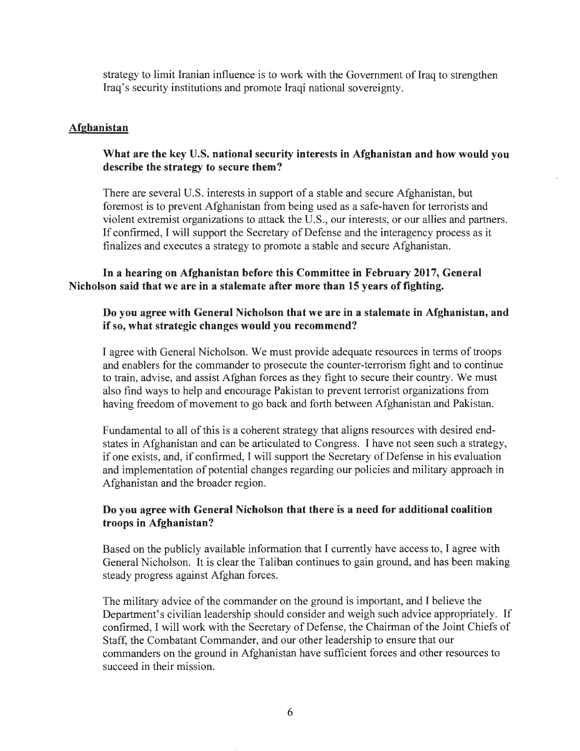strategy to limit Iranian influence is to work with the Government of Iraq to strengthen Iraq's security institutions and promote Iraqi national sovereignty.

## Afghanistan

**What are the key U.S. national security interests in Afghanistan and how would you describe the strategy to secure them?**

There are several U.S. interests in support of a stable and secure Afghanistan, but foremost is to prevent Afghanistan from being used as a safe-haven for terrorists and violent extremist organizations to attack the U.S., our interests, or our allies and partners. If confirmed, I will support the Secretary of Defense and the interagency process as it finalizes and executes a strategy to promote a stable and secure Afghanistan.

**In a hearing on Afghanistan before this Committee in February 2017, General Nicholson said that we are in a stalemate after more than 15 years of fighting.**

**Do you agree with General Nicholson that we are in a stalemate in Afghanistan, and if so, what strategic changes would you recommend?**

I agree with General Nicholson. We must provide adequate resources in terms of troops and enablers for the commander to prosecute the counter-terrorism fight and to continue to train, advise, and assist Afghan forces as they fight to secure their country. We must also find ways to help and encourage Pakistan to prevent terrorist organizations from having freedom of movement to go back and forth between Afghanistan and Pakistan.

Fundamental to all of this is a coherent strategy that aligns resources with desired end-states in Afghanistan and can be articulated to Congress. I have not seen such a strategy, if one exists, and, if confirmed, I will support the Secretary of Defense in his evaluation and implementation of potential changes regarding our policies and military approach in Afghanistan and the broader region.

**Do you agree with General Nicholson that there is a need for additional coalition troops in Afghanistan?**

Based on the publicly available information that I currently have access to, I agree with General Nicholson. It is clear the Taliban continues to gain ground, and has been making steady progress against Afghan forces.

The military advice of the commander on the ground is important, and I believe the Department's civilian leadership should consider and weigh such advice appropriately. If confirmed, I will work with the Secretary of Defense, the Chairman of the Joint Chiefs of Staff, the Combatant Commander, and our other leadership to ensure that our commanders on the ground in Afghanistan have sufficient forces and other resources to succeed in their mission.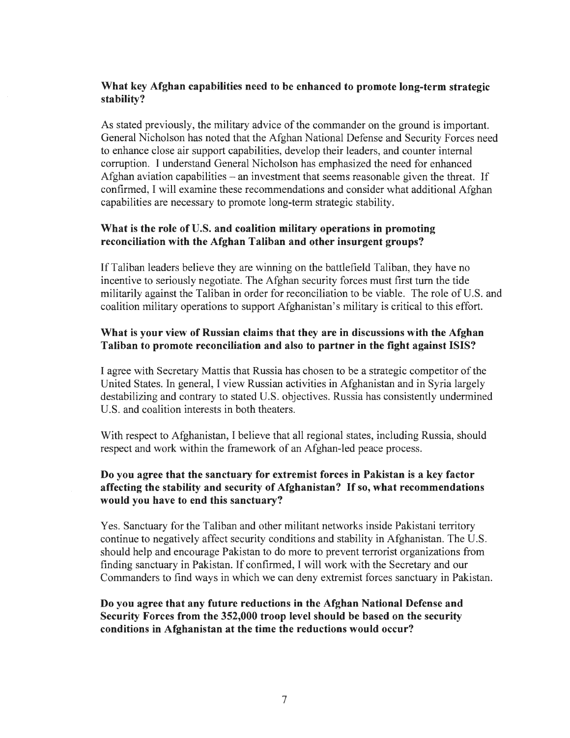**What key Afghan capabilities need to be enhanced to promote long-term strategic stability?**

As stated previously, the military advice of the commander on the ground is important. General Nicholson has noted that the Afghan National Defense and Security Forces need to enhance close air support capabilities, develop their leaders, and counter internal corruption. I understand General Nicholson has emphasized the need for enhanced Afghan aviation capabilities – an investment that seems reasonable given the threat. If confirmed, I will examine these recommendations and consider what additional Afghan capabilities are necessary to promote long-term strategic stability.

**What is the role of U.S. and coalition military operations in promoting reconciliation with the Afghan Taliban and other insurgent groups?**

If Taliban leaders believe they are winning on the battlefield Taliban, they have no incentive to seriously negotiate. The Afghan security forces must first turn the tide militarily against the Taliban in order for reconciliation to be viable. The role of U.S. and coalition military operations to support Afghanistan's military is critical to this effort.

**What is your view of Russian claims that they are in discussions with the Afghan Taliban to promote reconciliation and also to partner in the fight against ISIS?**

I agree with Secretary Mattis that Russia has chosen to be a strategic competitor of the United States. In general, I view Russian activities in Afghanistan and in Syria largely destabilizing and contrary to stated U.S. objectives. Russia has consistently undermined U.S. and coalition interests in both theaters.

With respect to Afghanistan, I believe that all regional states, including Russia, should respect and work within the framework of an Afghan-led peace process.

**Do you agree that the sanctuary for extremist forces in Pakistan is a key factor affecting the stability and security of Afghanistan? If so, what recommendations would you have to end this sanctuary?**

Yes. Sanctuary for the Taliban and other militant networks inside Pakistani territory continue to negatively affect security conditions and stability in Afghanistan. The U.S. should help and encourage Pakistan to do more to prevent terrorist organizations from finding sanctuary in Pakistan. If confirmed, I will work with the Secretary and our Commanders to find ways in which we can deny extremist forces sanctuary in Pakistan.

**Do you agree that any future reductions in the Afghan National Defense and Security Forces from the 352,000 troop level should be based on the security conditions in Afghanistan at the time the reductions would occur?**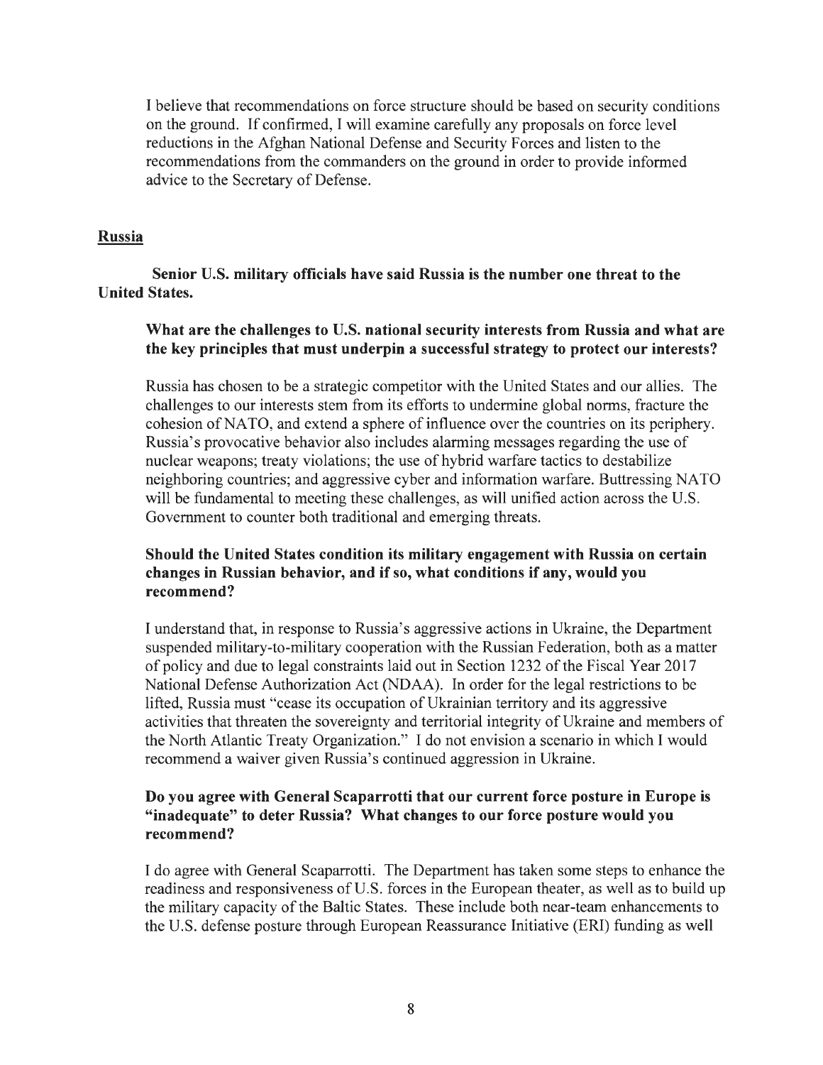I believe that recommendations on force structure should be based on security conditions on the ground. If confirmed, I will examine carefully any proposals on force level reductions in the Afghan National Defense and Security Forces and listen to the recommendations from the commanders on the ground in order to provide informed advice to the Secretary of Defense.

## Russia

**Senior U.S. military officials have said Russia is the number one threat to the United States.**

**What are the challenges to U.S. national security interests from Russia and what are the key principles that must underpin a successful strategy to protect our interests?**

Russia has chosen to be a strategic competitor with the United States and our allies. The challenges to our interests stem from its efforts to undermine global norms, fracture the cohesion of NATO, and extend a sphere of influence over the countries on its periphery. Russia's provocative behavior also includes alarming messages regarding the use of nuclear weapons; treaty violations; the use of hybrid warfare tactics to destabilize neighboring countries; and aggressive cyber and information warfare. Buttressing NATO will be fundamental to meeting these challenges, as will unified action across the U.S. Government to counter both traditional and emerging threats.

**Should the United States condition its military engagement with Russia on certain changes in Russian behavior, and if so, what conditions if any, would you recommend?**

I understand that, in response to Russia's aggressive actions in Ukraine, the Department suspended military-to-military cooperation with the Russian Federation, both as a matter of policy and due to legal constraints laid out in Section 1232 of the Fiscal Year 2017 National Defense Authorization Act (NDAA). In order for the legal restrictions to be lifted, Russia must "cease its occupation of Ukrainian territory and its aggressive activities that threaten the sovereignty and territorial integrity of Ukraine and members of the North Atlantic Treaty Organization." I do not envision a scenario in which I would recommend a waiver given Russia's continued aggression in Ukraine.

**Do you agree with General Scaparrotti that our current force posture in Europe is "inadequate" to deter Russia? What changes to our force posture would you recommend?**

I do agree with General Scaparrotti. The Department has taken some steps to enhance the readiness and responsiveness of U.S. forces in the European theater, as well as to build up the military capacity of the Baltic States. These include both near-team enhancements to the U.S. defense posture through European Reassurance Initiative (ERI) funding as well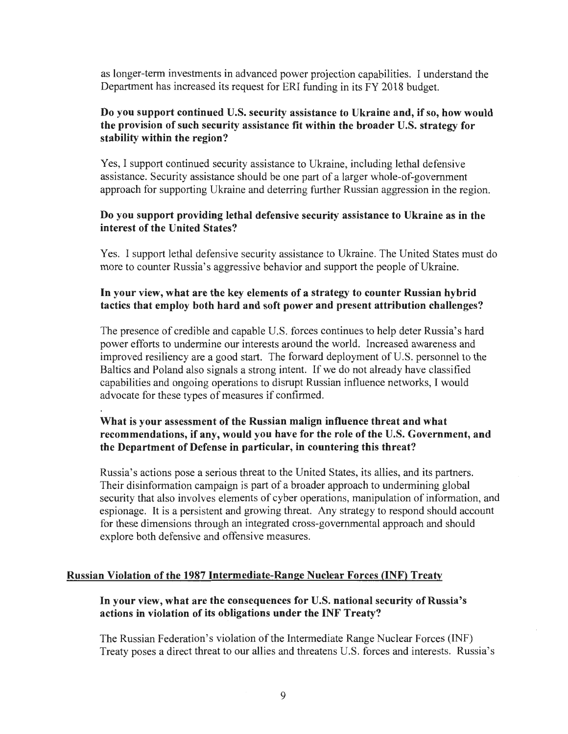as longer-term investments in advanced power projection capabilities. I understand the Department has increased its request for ERI funding in its FY 2018 budget.

**Do you support continued U.S. security assistance to Ukraine and, if so, how would the provision of such security assistance fit within the broader U.S. strategy for stability within the region?**

Yes, I support continued security assistance to Ukraine, including lethal defensive assistance. Security assistance should be one part of a larger whole-of-government approach for supporting Ukraine and deterring further Russian aggression in the region.

**Do you support providing lethal defensive security assistance to Ukraine as in the interest of the United States?**

Yes. I support lethal defensive security assistance to Ukraine. The United States must do more to counter Russia's aggressive behavior and support the people of Ukraine.

**In your view, what are the key elements of a strategy to counter Russian hybrid tactics that employ both hard and soft power and present attribution challenges?**

The presence of credible and capable U.S. forces continues to help deter Russia's hard power efforts to undermine our interests around the world. Increased awareness and improved resiliency are a good start. The forward deployment of U.S. personnel to the Baltics and Poland also signals a strong intent. If we do not already have classified capabilities and ongoing operations to disrupt Russian influence networks, I would advocate for these types of measures if confirmed.

**What is your assessment of the Russian malign influence threat and what recommendations, if any, would you have for the role of the U.S. Government, and the Department of Defense in particular, in countering this threat?**

Russia's actions pose a serious threat to the United States, its allies, and its partners. Their disinformation campaign is part of a broader approach to undermining global security that also involves elements of cyber operations, manipulation of information, and espionage. It is a persistent and growing threat. Any strategy to respond should account for these dimensions through an integrated cross-governmental approach and should explore both defensive and offensive measures.

## Russian Violation of the 1987 Intermediate-Range Nuclear Forces (INF) Treaty

**In your view, what are the consequences for U.S. national security of Russia's actions in violation of its obligations under the INF Treaty?**

The Russian Federation's violation of the Intermediate Range Nuclear Forces (INF) Treaty poses a direct threat to our allies and threatens U.S. forces and interests. Russia's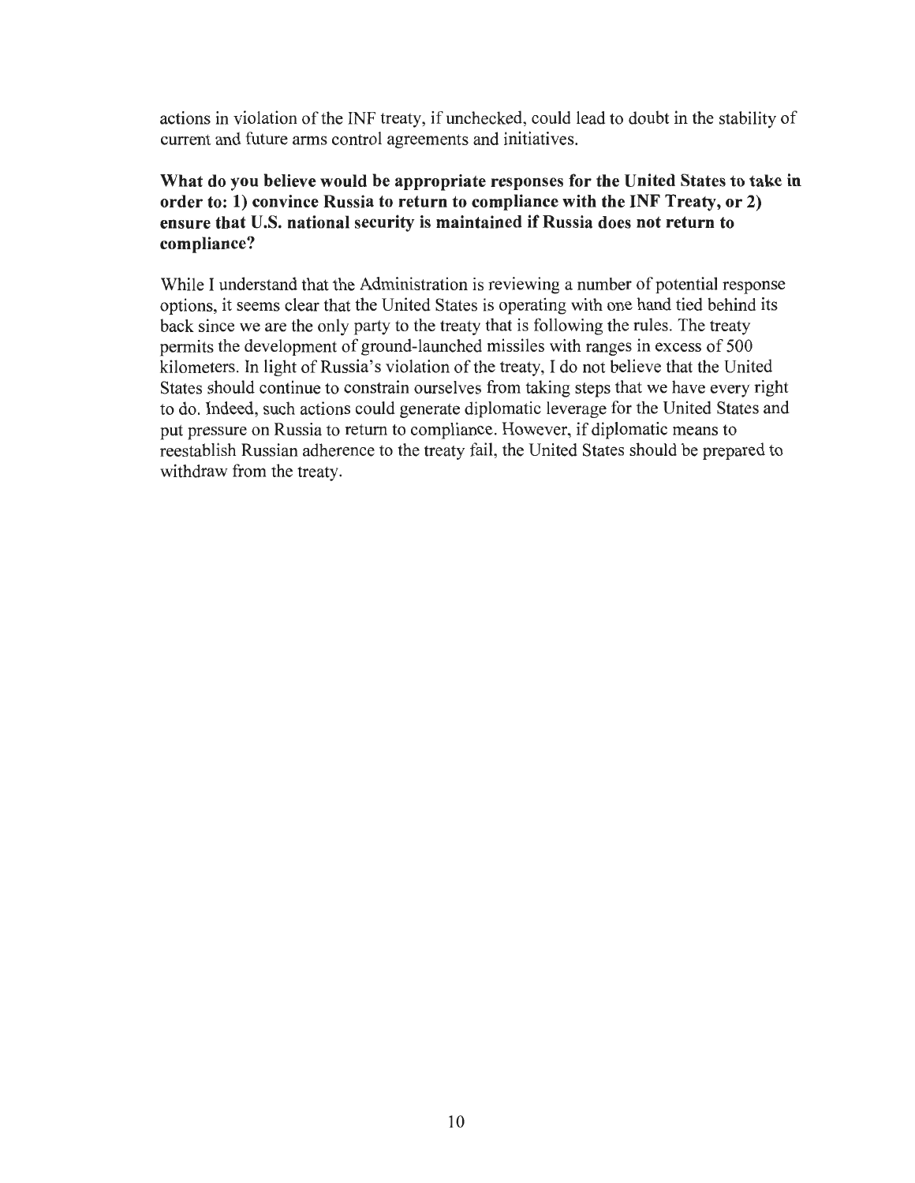actions in violation of the INF treaty, if unchecked, could lead to doubt in the stability of current and future arms control agreements and initiatives.

**What do you believe would be appropriate responses for the United States to take in order to: 1) convince Russia to return to compliance with the INF Treaty, or 2) ensure that U.S. national security is maintained if Russia does not return to compliance?**

While I understand that the Administration is reviewing a number of potential response options, it seems clear that the United States is operating with one hand tied behind its back since we are the only party to the treaty that is following the rules. The treaty permits the development of ground-launched missiles with ranges in excess of 500 kilometers. In light of Russia's violation of the treaty, I do not believe that the United States should continue to constrain ourselves from taking steps that we have every right to do. Indeed, such actions could generate diplomatic leverage for the United States and put pressure on Russia to return to compliance. However, if diplomatic means to reestablish Russian adherence to the treaty fail, the United States should be prepared to withdraw from the treaty.